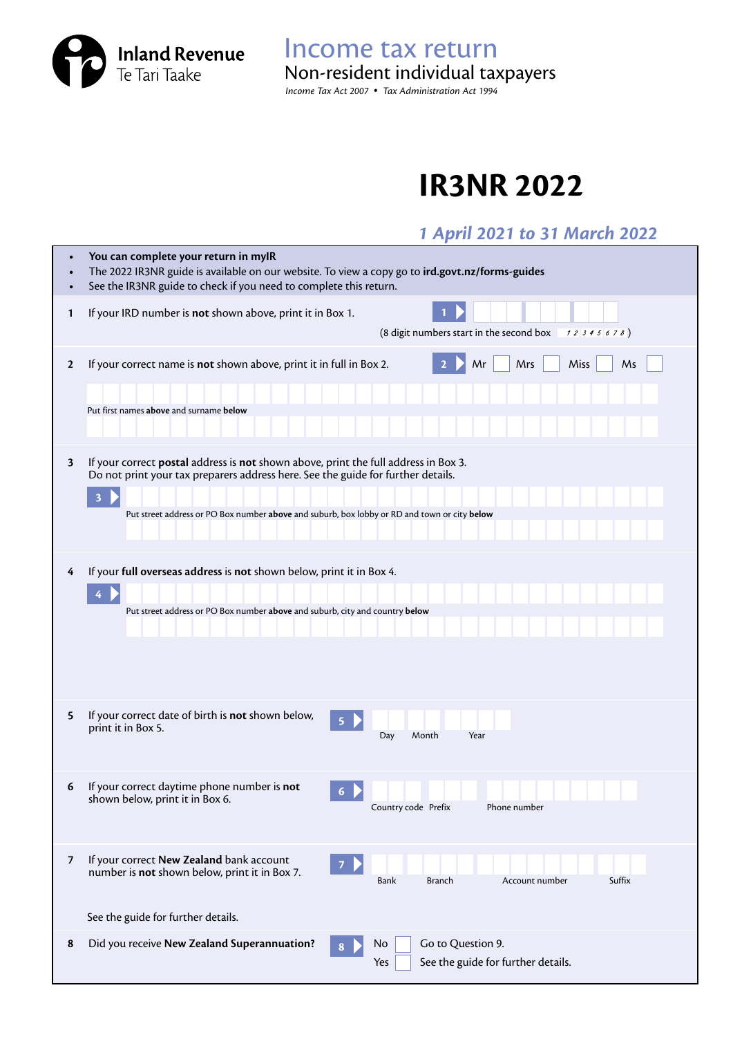Inland Revenue
Te Tari Taake

# Income tax return

## Non-resident individual taxpayers

*Income Tax Act 2007 • Tax Administration Act 1994*

# IR3NR 2022

***1 April 2021 to 31 March 2022***

- **You can complete your return in myIR**
- The 2022 IR3NR guide is available on our website. To view a copy go to **ird.govt.nz/forms-guides**
- See the IR3NR guide to check if you need to complete this return.

**1** If your IRD number is **not** shown above, print it in Box 1.

**1** (8 digit numbers start in the second box *1 2 3 4 5 6 7 8*)

**2** If your correct name is **not** shown above, print it in full in Box 2.

**2** Mr Mrs Miss Ms

Put first names **above** and surname **below**

**3** If your correct **postal** address is **not** shown above, print the full address in Box 3.
Do not print your tax preparers address here. See the guide for further details.

**3**

Put street address or PO Box number **above** and suburb, box lobby or RD and town or city **below**

**4** If your **full overseas address** is **not** shown below, print it in Box 4.

**4**

Put street address or PO Box number **above** and suburb, city and country **below**

**5** If your correct date of birth is **not** shown below, print it in Box 5.

**5** Day Month Year

**6** If your correct daytime phone number is **not** shown below, print it in Box 6.

**6** Country code Prefix Phone number

**7** If your correct **New Zealand** bank account number is **not** shown below, print it in Box 7.

**7** Bank Branch Account number Suffix

See the guide for further details.

**8** Did you receive **New Zealand Superannuation?**

**8** No — Go to Question 9.
Yes — See the guide for further details.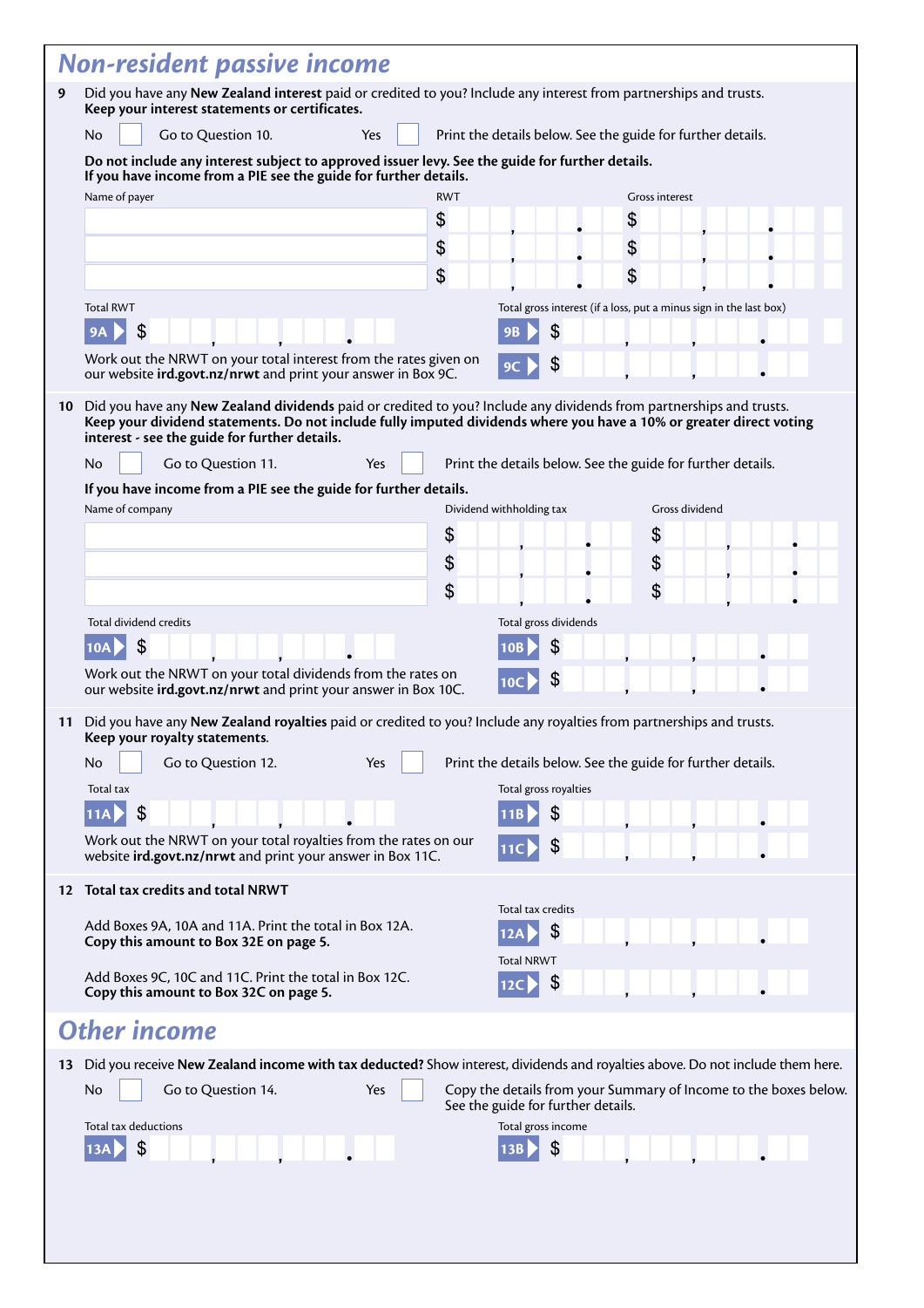## Non-resident passive income

**9** Did you have any **New Zealand interest** paid or credited to you? Include any interest from partnerships and trusts.
**Keep your interest statements or certificates.**

No ☐ Go to Question 10. Yes ☐ Print the details below. See the guide for further details.

**Do not include any interest subject to approved issuer levy. See the guide for further details.**
**If you have income from a PIE see the guide for further details.**

| Name of payer | RWT | Gross interest |
|---|---|---|
| | $ | $ |
| | $ | $ |
| | $ | $ |

Total RWT **9A** $

Total gross interest (if a loss, put a minus sign in the last box) **9B** $

Work out the NRWT on your total interest from the rates given on our website **ird.govt.nz/nrwt** and print your answer in Box 9C. **9C** $

**10** Did you have any **New Zealand dividends** paid or credited to you? Include any dividends from partnerships and trusts.
**Keep your dividend statements. Do not include fully imputed dividends where you have a 10% or greater direct voting interest - see the guide for further details.**

No ☐ Go to Question 11. Yes ☐ Print the details below. See the guide for further details.

**If you have income from a PIE see the guide for further details.**

| Name of company | Dividend withholding tax | Gross dividend |
|---|---|---|
| | $ | $ |
| | $ | $ |
| | $ | $ |

Total dividend credits **10A** $

Total gross dividends **10B** $

Work out the NRWT on your total dividends from the rates on our website **ird.govt.nz/nrwt** and print your answer in Box 10C. **10C** $

**11** Did you have any **New Zealand royalties** paid or credited to you? Include any royalties from partnerships and trusts.
**Keep your royalty statements.**

No ☐ Go to Question 12. Yes ☐ Print the details below. See the guide for further details.

Total tax **11A** $

Total gross royalties **11B** $

Work out the NRWT on your total royalties from the rates on our website **ird.govt.nz/nrwt** and print your answer in Box 11C. **11C** $

**12** **Total tax credits and total NRWT**

Add Boxes 9A, 10A and 11A. Print the total in Box 12A.
**Copy this amount to Box 32E on page 5.**

Total tax credits **12A** $

Add Boxes 9C, 10C and 11C. Print the total in Box 12C.
**Copy this amount to Box 32C on page 5.**

Total NRWT **12C** $

## Other income

**13** Did you receive **New Zealand income with tax deducted?** Show interest, dividends and royalties above. Do not include them here.

No ☐ Go to Question 14. Yes ☐ Copy the details from your Summary of Income to the boxes below. See the guide for further details.

Total tax deductions **13A** $

Total gross income **13B** $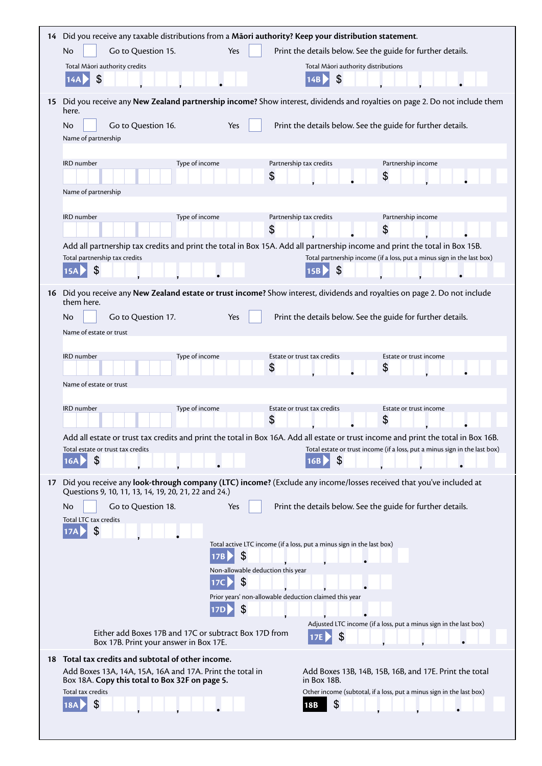**14** Did you receive any taxable distributions from a **Māori authority? Keep your distribution statement**.

No ☐ Go to Question 15. Yes ☐ Print the details below. See the guide for further details.

Total Māori authority credits
**14A** $ , , .

Total Māori authority distributions
**14B** $ , , .

**15** Did you receive any **New Zealand partnership income?** Show interest, dividends and royalties on page 2. Do not include them here.

No ☐ Go to Question 16. Yes ☐ Print the details below. See the guide for further details.

Name of partnership

| IRD number | Type of income | Partnership tax credits | Partnership income |
|---|---|---|---|
| | | $ , . | $ , . |

Name of partnership

| IRD number | Type of income | Partnership tax credits | Partnership income |
|---|---|---|---|
| | | $ , . | $ , . |

Add all partnership tax credits and print the total in Box 15A. Add all partnership income and print the total in Box 15B.

Total partnership tax credits
**15A** $ , , .

Total partnership income (if a loss, put a minus sign in the last box)
**15B** $ , , .

**16** Did you receive any **New Zealand estate or trust income?** Show interest, dividends and royalties on page 2. Do not include them here.

No ☐ Go to Question 17. Yes ☐ Print the details below. See the guide for further details.

Name of estate or trust

| IRD number | Type of income | Estate or trust tax credits | Estate or trust income |
|---|---|---|---|
| | | $ , . | $ , . |

Name of estate or trust

| IRD number | Type of income | Estate or trust tax credits | Estate or trust income |
|---|---|---|---|
| | | $ , . | $ , . |

Add all estate or trust tax credits and print the total in Box 16A. Add all estate or trust income and print the total in Box 16B.

Total estate or trust tax credits
**16A** $ , , .

Total estate or trust income (if a loss, put a minus sign in the last box)
**16B** $ , , .

**17** Did you receive any **look-through company (LTC) income?** (Exclude any income/losses received that you've included at Questions 9, 10, 11, 13, 14, 19, 20, 21, 22 and 24.)

No ☐ Go to Question 18. Yes ☐ Print the details below. See the guide for further details.

Total LTC tax credits
**17A** $ , .

Total active LTC income (if a loss, put a minus sign in the last box)
**17B** $ , , .

Non-allowable deduction this year
**17C** $ , , .

Prior years' non-allowable deduction claimed this year
**17D** $ , , .

Either add Boxes 17B and 17C or subtract Box 17D from Box 17B. Print your answer in Box 17E.

Adjusted LTC income (if a loss, put a minus sign in the last box)
**17E** $ , , .

**18** **Total tax credits and subtotal of other income.**

Add Boxes 13A, 14A, 15A, 16A and 17A. Print the total in Box 18A. **Copy this total to Box 32F on page 5.**

Total tax credits
**18A** $ , , .

Add Boxes 13B, 14B, 15B, 16B, and 17E. Print the total in Box 18B.

Other income (subtotal, if a loss, put a minus sign in the last box)
**18B** $ , , .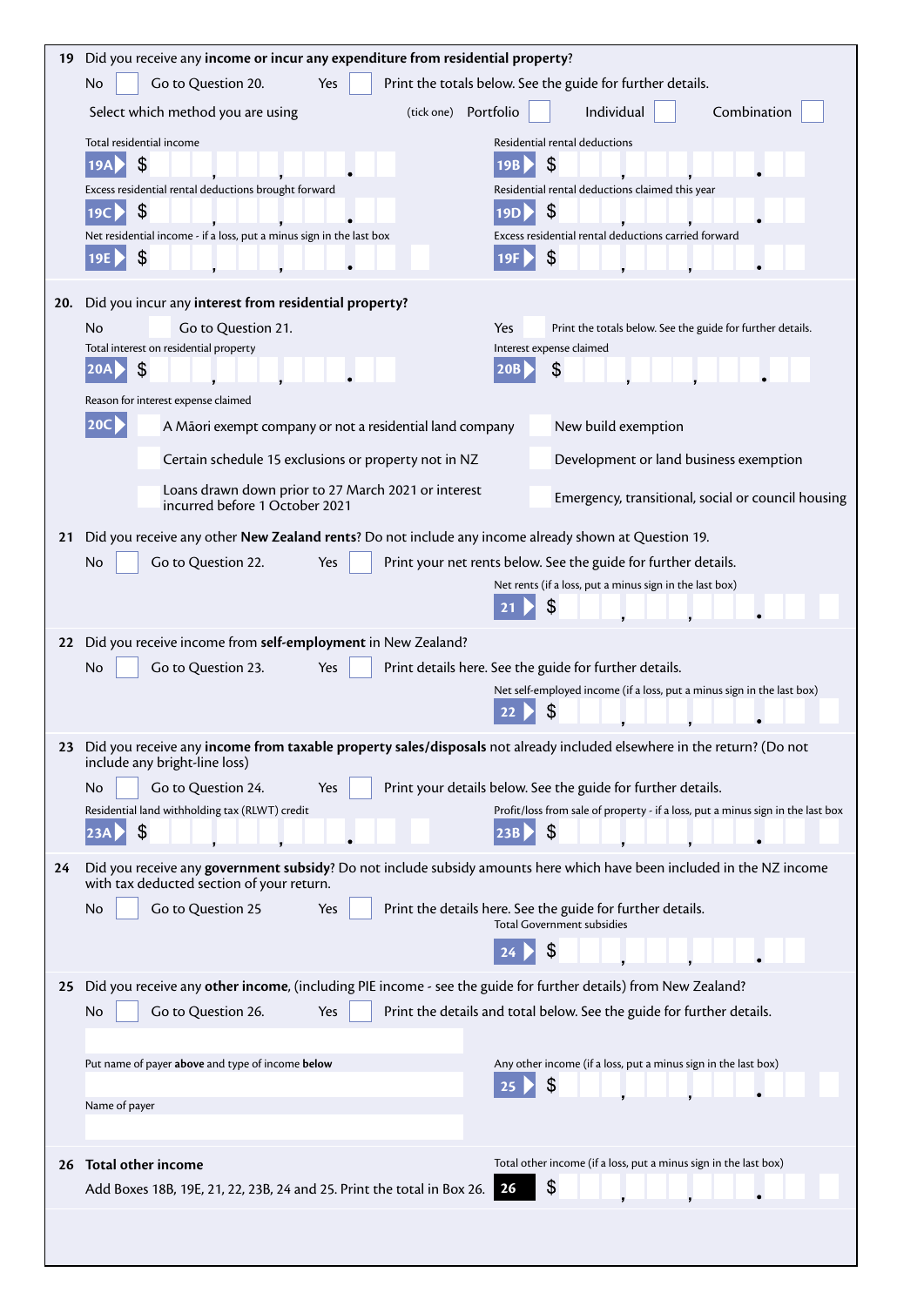**19** Did you receive any **income or incur any expenditure from residential property**?

No ☐ Go to Question 20. Yes ☐ Print the totals below. See the guide for further details.

Select which method you are using (tick one) Portfolio ☐ Individual ☐ Combination ☐

Total residential income

**19A** $ , , .

Residential rental deductions

**19B** $ , , .

Excess residential rental deductions brought forward

**19C** $ , , .

Residential rental deductions claimed this year

**19D** $ , , .

Net residential income - if a loss, put a minus sign in the last box

**19E** $ , , .

Excess residential rental deductions carried forward

**19F** $ , , .

**20.** Did you incur any **interest from residential property?**

No ☐ Go to Question 21. Yes ☐ Print the totals below. See the guide for further details.

Total interest on residential property

**20A** $ , , .

Interest expense claimed

**20B** $ , , .

Reason for interest expense claimed

**20C**

- ☐ A Māori exempt company or not a residential land company
- ☐ New build exemption
- ☐ Certain schedule 15 exclusions or property not in NZ
- ☐ Development or land business exemption
- ☐ Loans drawn down prior to 27 March 2021 or interest incurred before 1 October 2021
- ☐ Emergency, transitional, social or council housing

**21** Did you receive any other **New Zealand rents**? Do not include any income already shown at Question 19.

No ☐ Go to Question 22. Yes ☐ Print your net rents below. See the guide for further details.

Net rents (if a loss, put a minus sign in the last box)

**21** $ , , .

**22** Did you receive income from **self-employment** in New Zealand?

No ☐ Go to Question 23. Yes ☐ Print details here. See the guide for further details.

Net self-employed income (if a loss, put a minus sign in the last box)

**22** $ , , .

**23** Did you receive any **income from taxable property sales/disposals** not already included elsewhere in the return? (Do not include any bright-line loss)

No ☐ Go to Question 24. Yes ☐ Print your details below. See the guide for further details.

Residential land withholding tax (RLWT) credit

**23A** $ , , .

Profit/loss from sale of property - if a loss, put a minus sign in the last box

**23B** $ , , .

**24** Did you receive any **government subsidy**? Do not include subsidy amounts here which have been included in the NZ income with tax deducted section of your return.

No ☐ Go to Question 25 Yes ☐ Print the details here. See the guide for further details.

Total Government subsidies

**24** $ , , .

**25** Did you receive any **other income**, (including PIE income - see the guide for further details) from New Zealand?

No ☐ Go to Question 26. Yes ☐ Print the details and total below. See the guide for further details.

Put name of payer **above** and type of income **below**

Any other income (if a loss, put a minus sign in the last box)

**25** $ , , .

Name of payer

**26 Total other income**

Add Boxes 18B, 19E, 21, 22, 23B, 24 and 25. Print the total in Box 26.

Total other income (if a loss, put a minus sign in the last box)

**26** $ , , .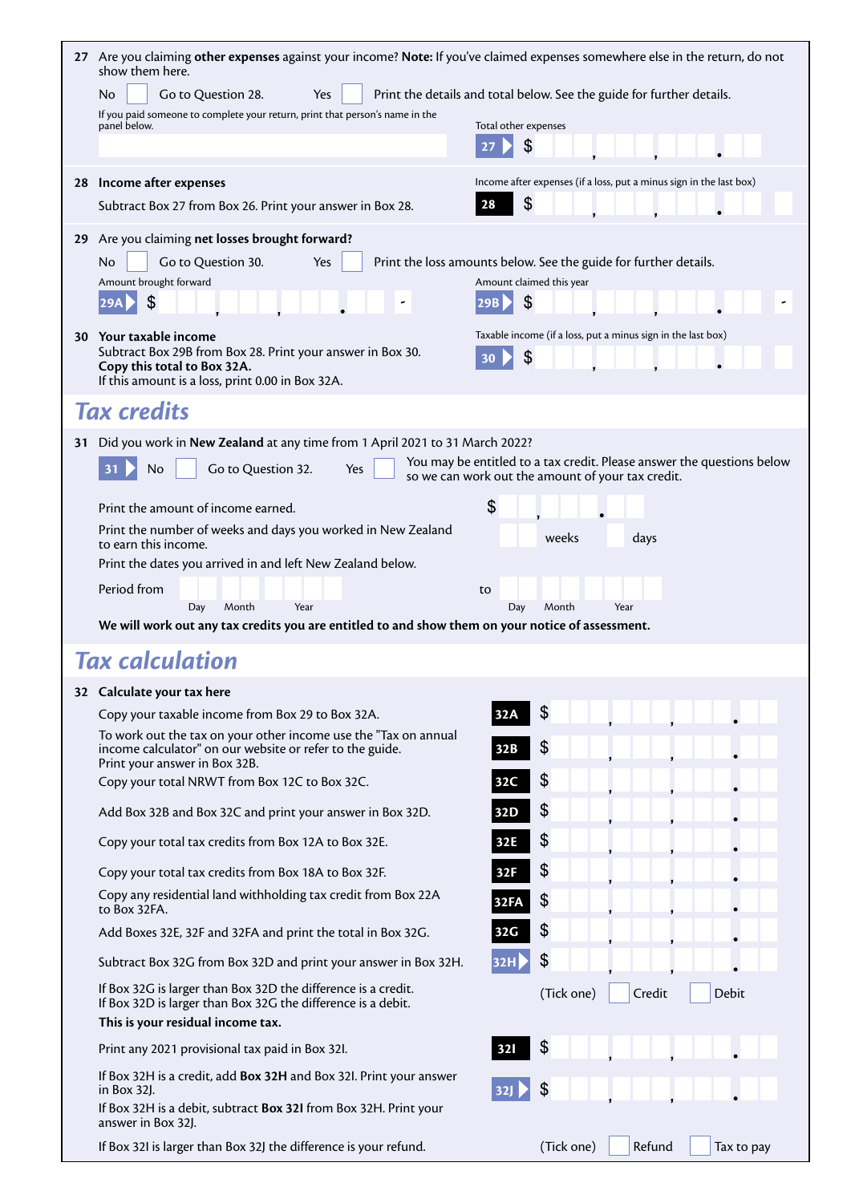**27** Are you claiming **other expenses** against your income? **Note:** If you've claimed expenses somewhere else in the return, do not show them here.

No ☐ Go to Question 28. Yes ☐ Print the details and total below. See the guide for further details.

If you paid someone to complete your return, print that person's name in the panel below.

Total other expenses

**27** $ \_\_\_ , \_\_\_ , \_\_\_ . \_\_

**28 Income after expenses**

Subtract Box 27 from Box 26. Print your answer in Box 28.

Income after expenses (if a loss, put a minus sign in the last box)

**28** $ \_\_\_ , \_\_\_ , \_\_\_ . \_\_

**29** Are you claiming **net losses brought forward?**

No ☐ Go to Question 30. Yes ☐ Print the loss amounts below. See the guide for further details.

Amount brought forward

**29A** $ \_\_\_ , \_\_\_ , \_\_\_ . \_\_ -

Amount claimed this year

**29B** $ \_\_\_ , \_\_\_ , \_\_\_ . \_\_ -

**30 Your taxable income**

Subtract Box 29B from Box 28. Print your answer in Box 30.
**Copy this total to Box 32A.**
If this amount is a loss, print 0.00 in Box 32A.

Taxable income (if a loss, put a minus sign in the last box)

**30** $ \_\_\_ , \_\_\_ , \_\_\_ . \_\_

## Tax credits

**31** Did you work in **New Zealand** at any time from 1 April 2021 to 31 March 2022?

**31** No ☐ Go to Question 32. Yes ☐ You may be entitled to a tax credit. Please answer the questions below so we can work out the amount of your tax credit.

Print the amount of income earned. $ \_\_ , \_\_\_ . \_\_

Print the number of weeks and days you worked in New Zealand to earn this income. \_\_ weeks \_ days

Print the dates you arrived in and left New Zealand below.

Period from \_\_ \_\_ \_\_\_\_ to \_\_ \_\_ \_\_\_\_
Day Month Year Day Month Year

**We will work out any tax credits you are entitled to and show them on your notice of assessment.**

## Tax calculation

**32 Calculate your tax here**

| | | |
|---|---|---|
| Copy your taxable income from Box 29 to Box 32A. | **32A** | $ |
| To work out the tax on your other income use the "Tax on annual income calculator" on our website or refer to the guide. Print your answer in Box 32B. | **32B** | $ |
| Copy your total NRWT from Box 12C to Box 32C. | **32C** | $ |
| Add Box 32B and Box 32C and print your answer in Box 32D. | **32D** | $ |
| Copy your total tax credits from Box 12A to Box 32E. | **32E** | $ |
| Copy your total tax credits from Box 18A to Box 32F. | **32F** | $ |
| Copy any residential land withholding tax credit from Box 22A to Box 32FA. | **32FA** | $ |
| Add Boxes 32E, 32F and 32FA and print the total in Box 32G. | **32G** | $ |
| Subtract Box 32G from Box 32D and print your answer in Box 32H. | **32H** | $ |

If Box 32G is larger than Box 32D the difference is a credit.
If Box 32D is larger than Box 32G the difference is a debit.
**This is your residual income tax.**

(Tick one) ☐ Credit ☐ Debit

| | | |
|---|---|---|
| Print any 2021 provisional tax paid in Box 32I. | **32I** | $ |
| If Box 32H is a credit, add **Box 32H** and Box 32I. Print your answer in Box 32J. If Box 32H is a debit, subtract **Box 32I** from Box 32H. Print your answer in Box 32J. | **32J** | $ |

If Box 32I is larger than Box 32J the difference is your refund. (Tick one) ☐ Refund ☐ Tax to pay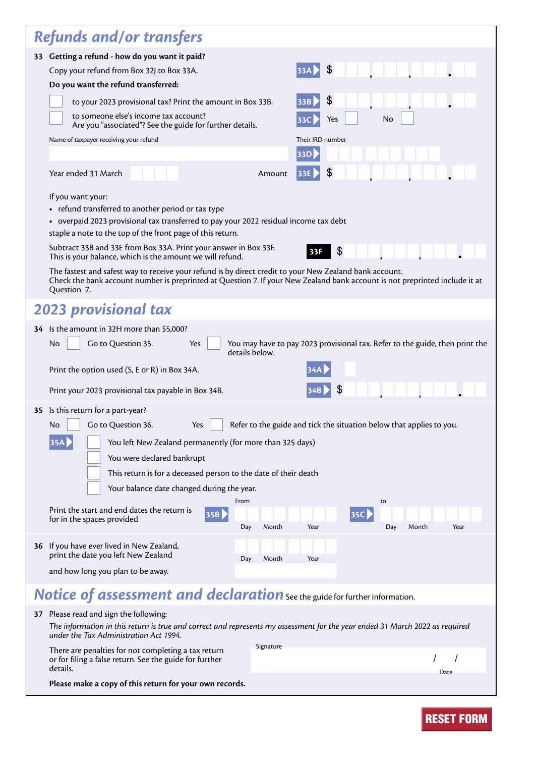## Refunds and/or transfers

**33 Getting a refund - how do you want it paid?**

Copy your refund from Box 32J to Box 33A. **33A** $ , , .

**Do you want the refund transferred:**

☐ to your 2023 provisional tax? Print the amount in Box 33B. **33B** $ , , .

☐ to someone else's income tax account? Are you "associated"? See the guide for further details. **33C** Yes ☐ No ☐

Name of taxpayer receiving your refund

Their IRD number **33D**

Year ended 31 March

Amount **33E** $ , , .

If you want your:

- refund transferred to another period or tax type
- overpaid 2023 provisional tax transferred to pay your 2022 residual income tax debt

staple a note to the top of the front page of this return.

Subtract 33B and 33E from Box 33A. Print your answer in Box 33F. This is your balance, which is the amount we will refund. **33F** $ , , .

The fastest and safest way to receive your refund is by direct credit to your New Zealand bank account. Check the bank account number is preprinted at Question 7. If your New Zealand bank account is not preprinted include it at Question 7.

## 2023 provisional tax

**34** Is the amount in 32H more than $5,000?

No ☐ Go to Question 35. Yes ☐ You may have to pay 2023 provisional tax. Refer to the guide, then print the details below.

Print the option used (S, E or R) in Box 34A. **34A**

Print your 2023 provisional tax payable in Box 34B. **34B** $ , , .

**35** Is this return for a part-year?

No ☐ Go to Question 36. Yes ☐ Refer to the guide and tick the situation below that applies to you.

**35A**
- ☐ You left New Zealand permanently (for more than 325 days)
- ☐ You were declared bankrupt
- ☐ This return is for a deceased person to the date of their death
- ☐ Your balance date changed during the year.

Print the start and end dates the return is for in the spaces provided **35B** From Day Month Year **35C** to Day Month Year

**36** If you have ever lived in New Zealand, print the date you left New Zealand Day Month Year

and how long you plan to be away.

## Notice of assessment and declaration

See the guide for further information.

**37** Please read and sign the following:

*The information in this return is true and correct and represents my assessment for the year ended 31 March 2022 as required under the Tax Administration Act 1994.*

There are penalties for not completing a tax return or for filing a false return. See the guide for further details.

Signature

/ /
Date

**Please make a copy of this return for your own records.**

RESET FORM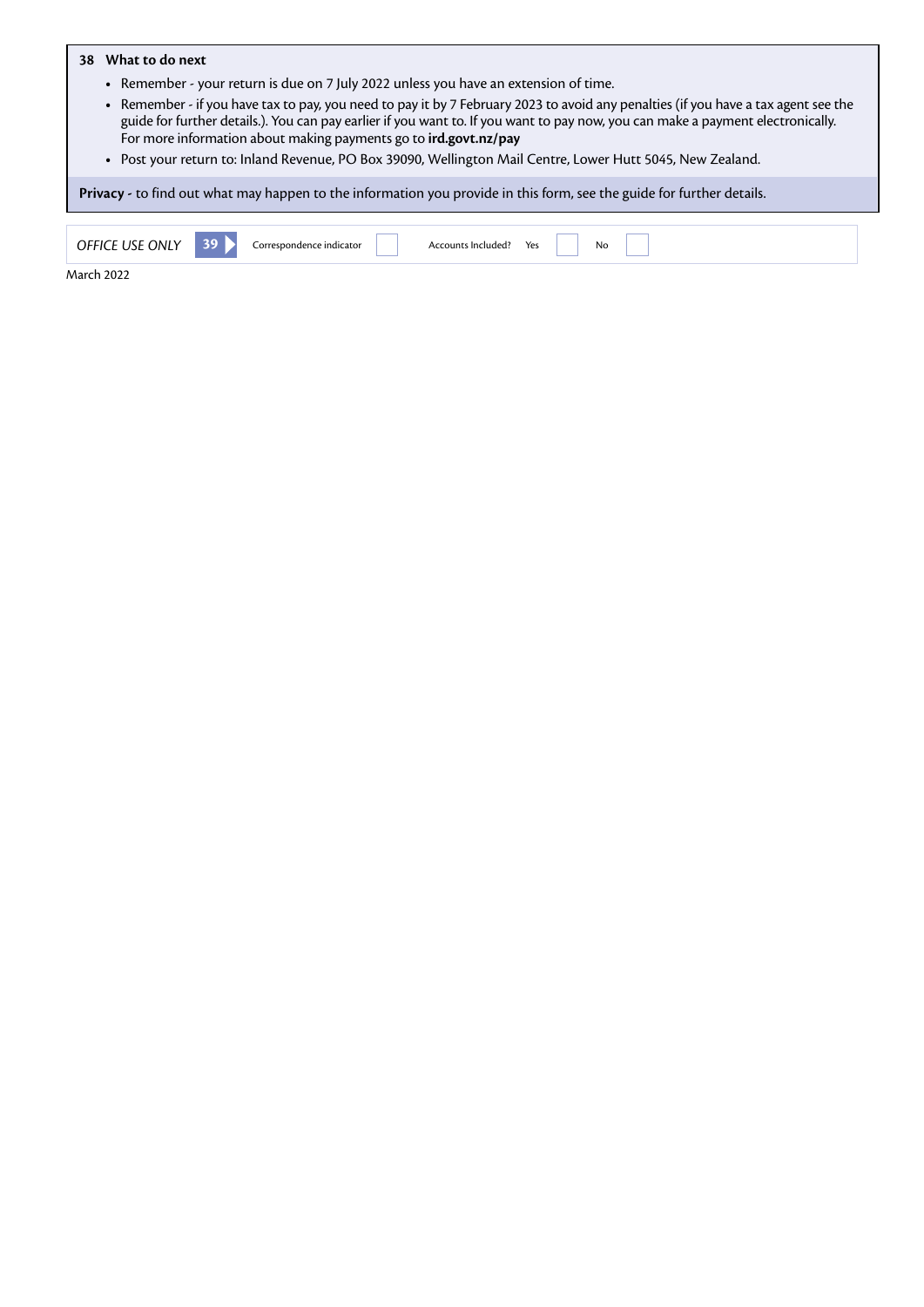## 38 What to do next

- Remember - your return is due on 7 July 2022 unless you have an extension of time.
- Remember - if you have tax to pay, you need to pay it by 7 February 2023 to avoid any penalties (if you have a tax agent see the guide for further details.). You can pay earlier if you want to. If you want to pay now, you can make a payment electronically. For more information about making payments go to **ird.govt.nz/pay**
- Post your return to: Inland Revenue, PO Box 39090, Wellington Mail Centre, Lower Hutt 5045, New Zealand.

**Privacy** - to find out what may happen to the information you provide in this form, see the guide for further details.

*OFFICE USE ONLY* **39** Correspondence indicator ☐ Accounts Included? Yes ☐ No ☐

March 2022